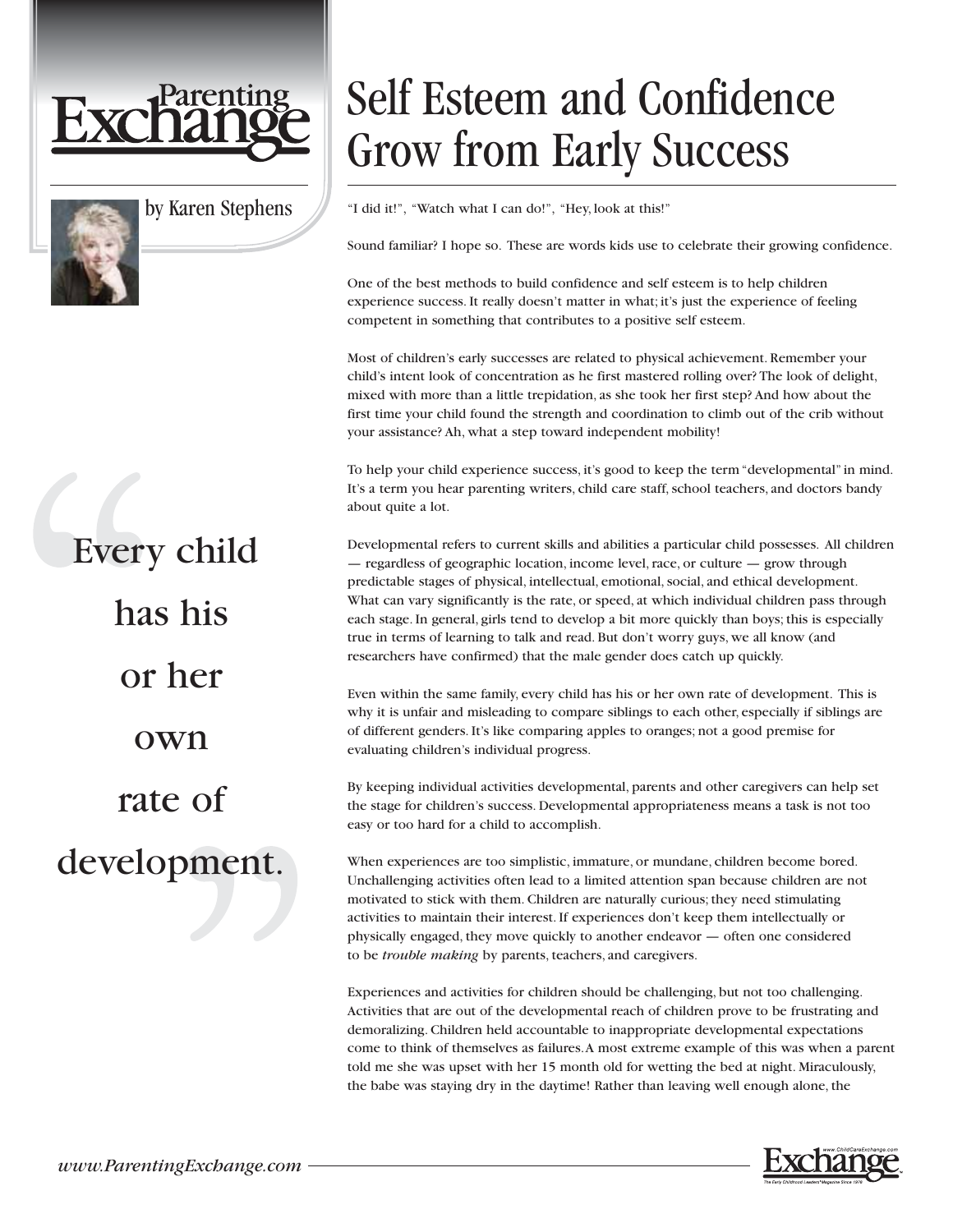# Self Esteem and Confidence Grow from Early Success

by Karen Stephens

"I did it!", "Watch what I can do!", "Hey, look at this!"

Sound familiar? I hope so. These are words kids use to celebrate their growing confidence.

One of the best methods to build confidence and self esteem is to help children experience success. It really doesn't matter in what; it's just the experience of feeling competent in something that contributes to a positive self esteem.

Most of children's early successes are related to physical achievement. Remember your child's intent look of concentration as he first mastered rolling over? The look of delight, mixed with more than a little trepidation, as she took her first step? And how about the first time your child found the strength and coordination to climb out of the crib without your assistance? Ah, what a step toward independent mobility!

To help your child experience success, it's good to keep the term "developmental" in mind. It's a term you hear parenting writers, child care staff, school teachers, and doctors bandy about quite a lot.

> "Every child has his or her own rate of development."

Developmental refers to current skills and abilities a particular child possesses. All children — regardless of geographic location, income level, race, or culture — grow through predictable stages of physical, intellectual, emotional, social, and ethical development. What can vary significantly is the rate, or speed, at which individual children pass through each stage. In general, girls tend to develop a bit more quickly than boys; this is especially true in terms of learning to talk and read. But don't worry guys, we all know (and researchers have confirmed) that the male gender does catch up quickly.

Even within the same family, every child has his or her own rate of development. This is why it is unfair and misleading to compare siblings to each other, especially if siblings are of different genders. It's like comparing apples to oranges; not a good premise for evaluating children's individual progress.

By keeping individual activities developmental, parents and other caregivers can help set the stage for children's success. Developmental appropriateness means a task is not too easy or too hard for a child to accomplish.

When experiences are too simplistic, immature, or mundane, children become bored. Unchallenging activities often lead to a limited attention span because children are not motivated to stick with them. Children are naturally curious; they need stimulating activities to maintain their interest. If experiences don't keep them intellectually or physically engaged, they move quickly to another endeavor — often one considered to be *trouble making* by parents, teachers, and caregivers.

Experiences and activities for children should be challenging, but not too challenging. Activities that are out of the developmental reach of children prove to be frustrating and demoralizing. Children held accountable to inappropriate developmental expectations come to think of themselves as failures. A most extreme example of this was when a parent told me she was upset with her 15 month old for wetting the bed at night. Miraculously, the babe was staying dry in the daytime! Rather than leaving well enough alone, the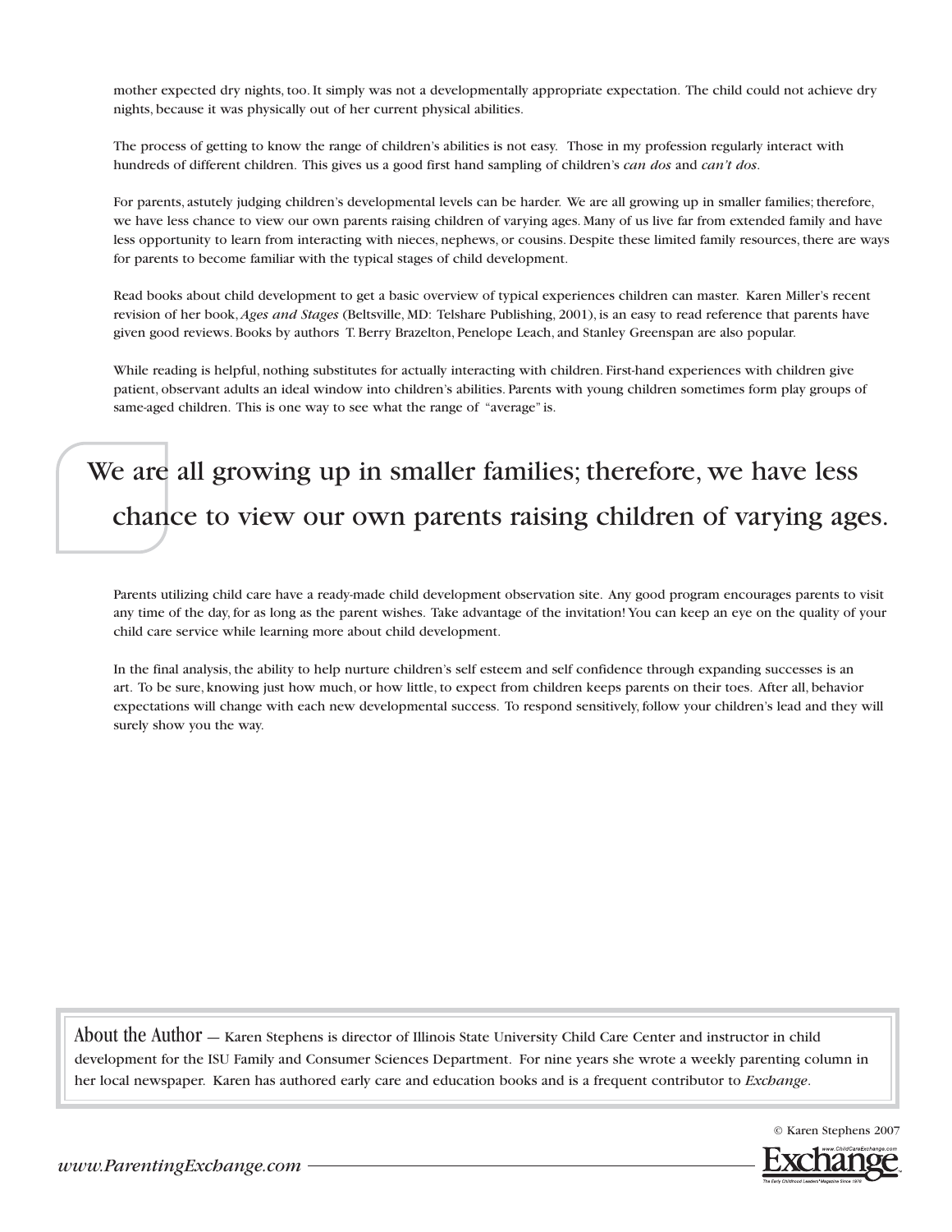mother expected dry nights, too. It simply was not a developmentally appropriate expectation. The child could not achieve dry nights, because it was physically out of her current physical abilities.

The process of getting to know the range of children's abilities is not easy. Those in my profession regularly interact with hundreds of different children. This gives us a good first hand sampling of children's *can dos* and *can't dos*.

For parents, astutely judging children's developmental levels can be harder. We are all growing up in smaller families; therefore, we have less chance to view our own parents raising children of varying ages. Many of us live far from extended family and have less opportunity to learn from interacting with nieces, nephews, or cousins. Despite these limited family resources, there are ways for parents to become familiar with the typical stages of child development.

Read books about child development to get a basic overview of typical experiences children can master. Karen Miller's recent revision of her book, *Ages and Stages* (Beltsville, MD: Telshare Publishing, 2001), is an easy to read reference that parents have given good reviews. Books by authors T. Berry Brazelton, Penelope Leach, and Stanley Greenspan are also popular.

While reading is helpful, nothing substitutes for actually interacting with children. First-hand experiences with children give patient, observant adults an ideal window into children's abilities. Parents with young children sometimes form play groups of same-aged children. This is one way to see what the range of "average" is.

> We are all growing up in smaller families; therefore, we have less chance to view our own parents raising children of varying ages.

Parents utilizing child care have a ready-made child development observation site. Any good program encourages parents to visit any time of the day, for as long as the parent wishes. Take advantage of the invitation! You can keep an eye on the quality of your child care service while learning more about child development.

In the final analysis, the ability to help nurture children's self esteem and self confidence through expanding successes is an art. To be sure, knowing just how much, or how little, to expect from children keeps parents on their toes. After all, behavior expectations will change with each new developmental success. To respond sensitively, follow your children's lead and they will surely show you the way.

About the Author — Karen Stephens is director of Illinois State University Child Care Center and instructor in child development for the ISU Family and Consumer Sciences Department. For nine years she wrote a weekly parenting column in her local newspaper. Karen has authored early care and education books and is a frequent contributor to *Exchange*.

© Karen Stephens 2007